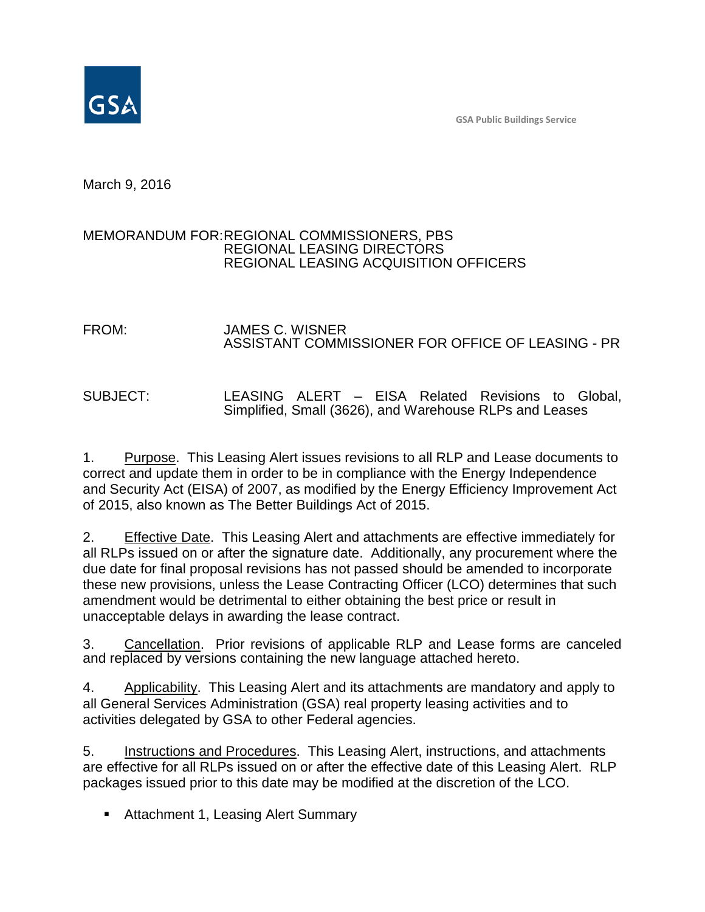GSA Public Buildings Service

March 9, 2016

MEMORANDUM FOR: REGIONAL COMMISSIONERS, PBS
REGIONAL LEASING DIRECTORS
REGIONAL LEASING ACQUISITION OFFICERS

FROM: JAMES C. WISNER
ASSISTANT COMMISSIONER FOR OFFICE OF LEASING - PR

SUBJECT: LEASING ALERT – EISA Related Revisions to Global, Simplified, Small (3626), and Warehouse RLPs and Leases

1. Purpose. This Leasing Alert issues revisions to all RLP and Lease documents to correct and update them in order to be in compliance with the Energy Independence and Security Act (EISA) of 2007, as modified by the Energy Efficiency Improvement Act of 2015, also known as The Better Buildings Act of 2015.

2. Effective Date. This Leasing Alert and attachments are effective immediately for all RLPs issued on or after the signature date. Additionally, any procurement where the due date for final proposal revisions has not passed should be amended to incorporate these new provisions, unless the Lease Contracting Officer (LCO) determines that such amendment would be detrimental to either obtaining the best price or result in unacceptable delays in awarding the lease contract.

3. Cancellation. Prior revisions of applicable RLP and Lease forms are canceled and replaced by versions containing the new language attached hereto.

4. Applicability. This Leasing Alert and its attachments are mandatory and apply to all General Services Administration (GSA) real property leasing activities and to activities delegated by GSA to other Federal agencies.

5. Instructions and Procedures. This Leasing Alert, instructions, and attachments are effective for all RLPs issued on or after the effective date of this Leasing Alert. RLP packages issued prior to this date may be modified at the discretion of the LCO.

- Attachment 1, Leasing Alert Summary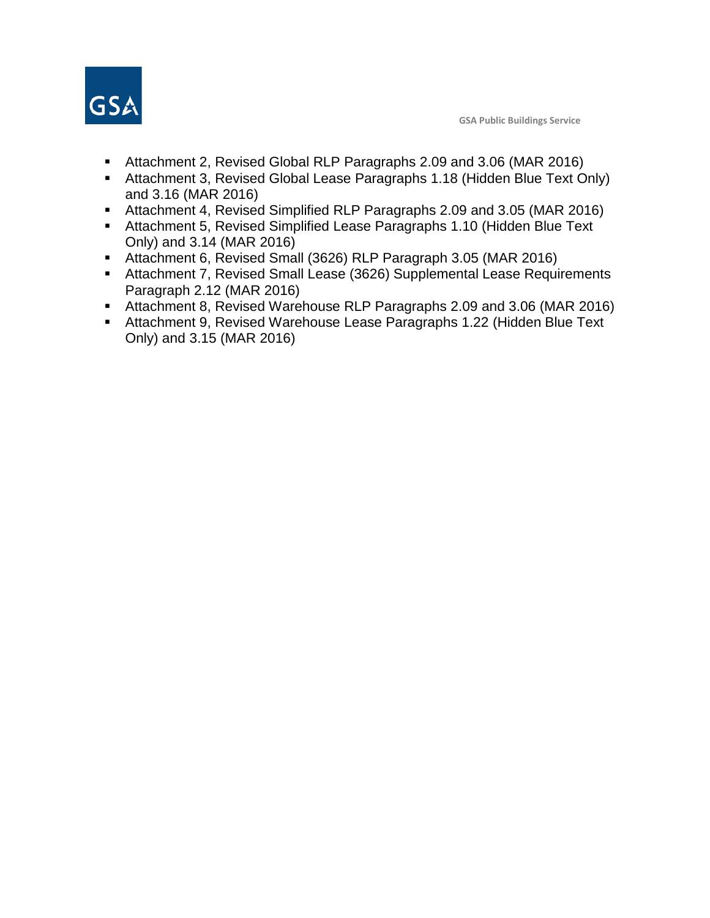- Attachment 2, Revised Global RLP Paragraphs 2.09 and 3.06 (MAR 2016)
- Attachment 3, Revised Global Lease Paragraphs 1.18 (Hidden Blue Text Only) and 3.16 (MAR 2016)
- Attachment 4, Revised Simplified RLP Paragraphs 2.09 and 3.05 (MAR 2016)
- Attachment 5, Revised Simplified Lease Paragraphs 1.10 (Hidden Blue Text Only) and 3.14 (MAR 2016)
- Attachment 6, Revised Small (3626) RLP Paragraph 3.05 (MAR 2016)
- Attachment 7, Revised Small Lease (3626) Supplemental Lease Requirements Paragraph 2.12 (MAR 2016)
- Attachment 8, Revised Warehouse RLP Paragraphs 2.09 and 3.06 (MAR 2016)
- Attachment 9, Revised Warehouse Lease Paragraphs 1.22 (Hidden Blue Text Only) and 3.15 (MAR 2016)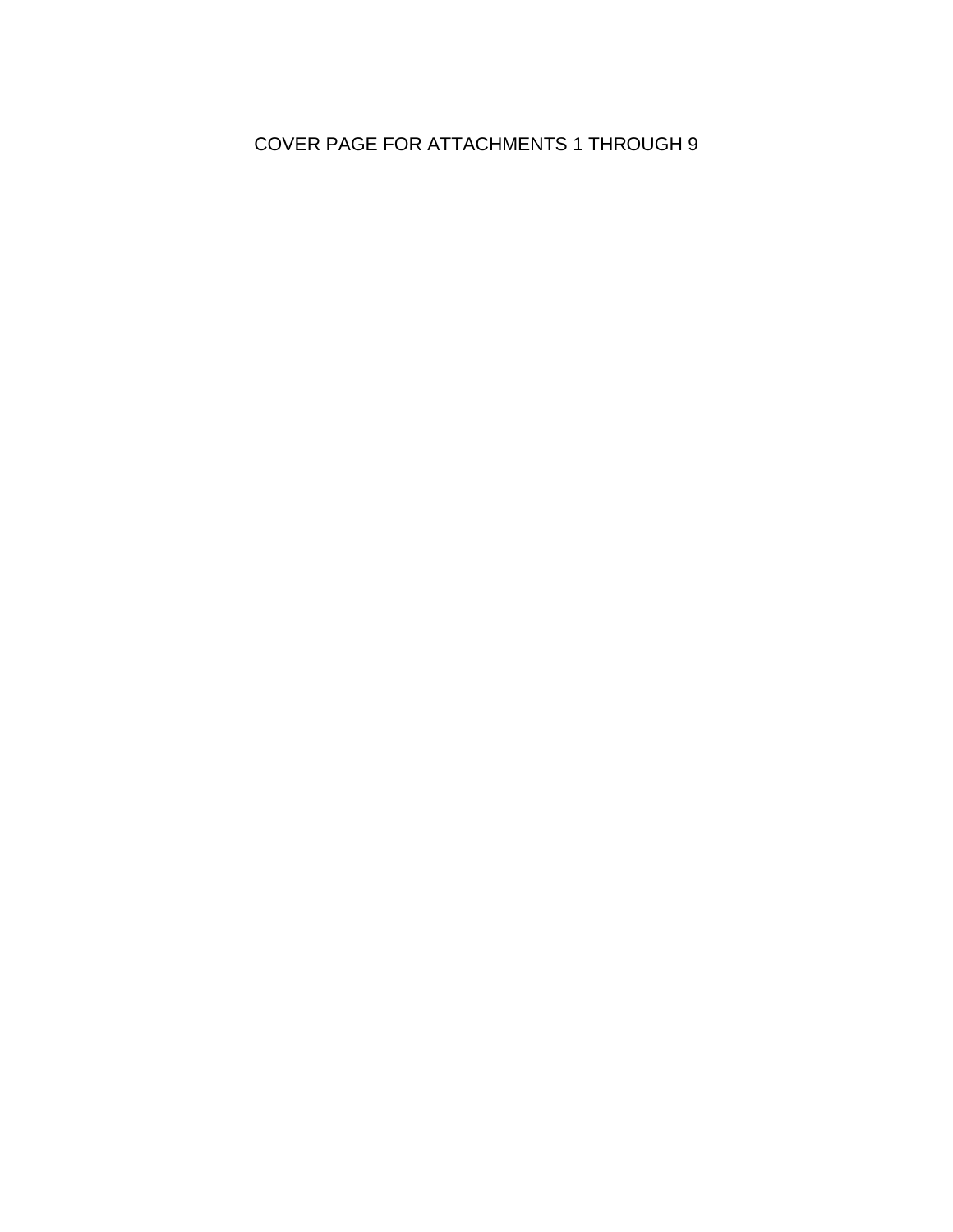COVER PAGE FOR ATTACHMENTS 1 THROUGH 9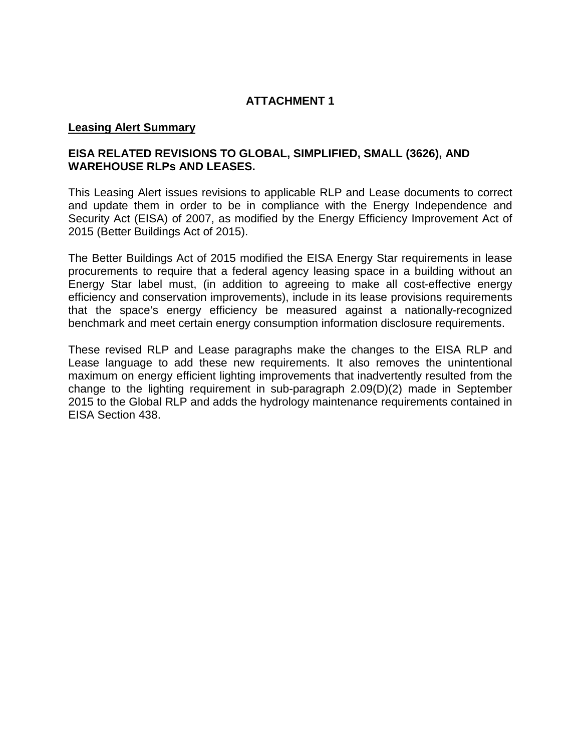# ATTACHMENT 1

**Leasing Alert Summary**

**EISA RELATED REVISIONS TO GLOBAL, SIMPLIFIED, SMALL (3626), AND WAREHOUSE RLPs AND LEASES.**

This Leasing Alert issues revisions to applicable RLP and Lease documents to correct and update them in order to be in compliance with the Energy Independence and Security Act (EISA) of 2007, as modified by the Energy Efficiency Improvement Act of 2015 (Better Buildings Act of 2015).

The Better Buildings Act of 2015 modified the EISA Energy Star requirements in lease procurements to require that a federal agency leasing space in a building without an Energy Star label must, (in addition to agreeing to make all cost-effective energy efficiency and conservation improvements), include in its lease provisions requirements that the space's energy efficiency be measured against a nationally-recognized benchmark and meet certain energy consumption information disclosure requirements.

These revised RLP and Lease paragraphs make the changes to the EISA RLP and Lease language to add these new requirements. It also removes the unintentional maximum on energy efficient lighting improvements that inadvertently resulted from the change to the lighting requirement in sub-paragraph 2.09(D)(2) made in September 2015 to the Global RLP and adds the hydrology maintenance requirements contained in EISA Section 438.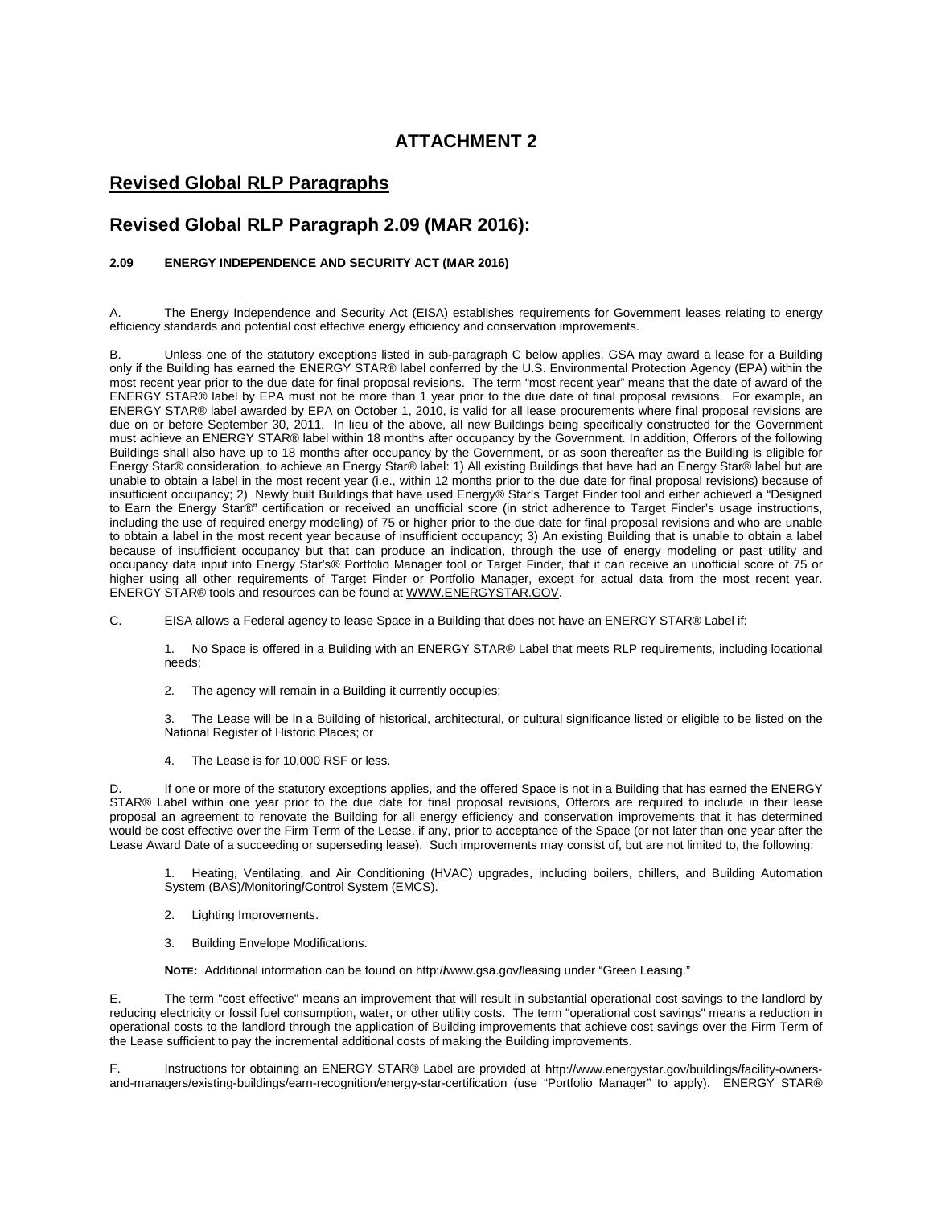# ATTACHMENT 2

## Revised Global RLP Paragraphs

## Revised Global RLP Paragraph 2.09 (MAR 2016):

**2.09 ENERGY INDEPENDENCE AND SECURITY ACT (MAR 2016)**

A. The Energy Independence and Security Act (EISA) establishes requirements for Government leases relating to energy efficiency standards and potential cost effective energy efficiency and conservation improvements.

B. Unless one of the statutory exceptions listed in sub-paragraph C below applies, GSA may award a lease for a Building only if the Building has earned the ENERGY STAR® label conferred by the U.S. Environmental Protection Agency (EPA) within the most recent year prior to the due date for final proposal revisions. The term "most recent year" means that the date of award of the ENERGY STAR® label by EPA must not be more than 1 year prior to the due date of final proposal revisions. For example, an ENERGY STAR® label awarded by EPA on October 1, 2010, is valid for all lease procurements where final proposal revisions are due on or before September 30, 2011. In lieu of the above, all new Buildings being specifically constructed for the Government must achieve an ENERGY STAR® label within 18 months after occupancy by the Government. In addition, Offerors of the following Buildings shall also have up to 18 months after occupancy by the Government, or as soon thereafter as the Building is eligible for Energy Star® consideration, to achieve an Energy Star® label: 1) All existing Buildings that have had an Energy Star® label but are unable to obtain a label in the most recent year (i.e., within 12 months prior to the due date for final proposal revisions) because of insufficient occupancy; 2) Newly built Buildings that have used Energy® Star's Target Finder tool and either achieved a "Designed to Earn the Energy Star®" certification or received an unofficial score (in strict adherence to Target Finder's usage instructions, including the use of required energy modeling) of 75 or higher prior to the due date for final proposal revisions and who are unable to obtain a label in the most recent year because of insufficient occupancy; 3) An existing Building that is unable to obtain a label because of insufficient occupancy but that can produce an indication, through the use of energy modeling or past utility and occupancy data input into Energy Star's® Portfolio Manager tool or Target Finder, that it can receive an unofficial score of 75 or higher using all other requirements of Target Finder or Portfolio Manager, except for actual data from the most recent year. ENERGY STAR® tools and resources can be found at WWW.ENERGYSTAR.GOV.

C. EISA allows a Federal agency to lease Space in a Building that does not have an ENERGY STAR® Label if:

1. No Space is offered in a Building with an ENERGY STAR® Label that meets RLP requirements, including locational needs;

2. The agency will remain in a Building it currently occupies;

3. The Lease will be in a Building of historical, architectural, or cultural significance listed or eligible to be listed on the National Register of Historic Places; or

4. The Lease is for 10,000 RSF or less.

D. If one or more of the statutory exceptions applies, and the offered Space is not in a Building that has earned the ENERGY STAR® Label within one year prior to the due date for final proposal revisions, Offerors are required to include in their lease proposal an agreement to renovate the Building for all energy efficiency and conservation improvements that it has determined would be cost effective over the Firm Term of the Lease, if any, prior to acceptance of the Space (or not later than one year after the Lease Award Date of a succeeding or superseding lease). Such improvements may consist of, but are not limited to, the following:

1. Heating, Ventilating, and Air Conditioning (HVAC) upgrades, including boilers, chillers, and Building Automation System (BAS)/Monitoring/Control System (EMCS).

2. Lighting Improvements.

3. Building Envelope Modifications.

**NOTE:** Additional information can be found on http://www.gsa.gov/leasing under "Green Leasing."

E. The term "cost effective" means an improvement that will result in substantial operational cost savings to the landlord by reducing electricity or fossil fuel consumption, water, or other utility costs. The term "operational cost savings" means a reduction in operational costs to the landlord through the application of Building improvements that achieve cost savings over the Firm Term of the Lease sufficient to pay the incremental additional costs of making the Building improvements.

F. Instructions for obtaining an ENERGY STAR® Label are provided at http://www.energystar.gov/buildings/facility-owners-and-managers/existing-buildings/earn-recognition/energy-star-certification (use "Portfolio Manager" to apply). ENERGY STAR®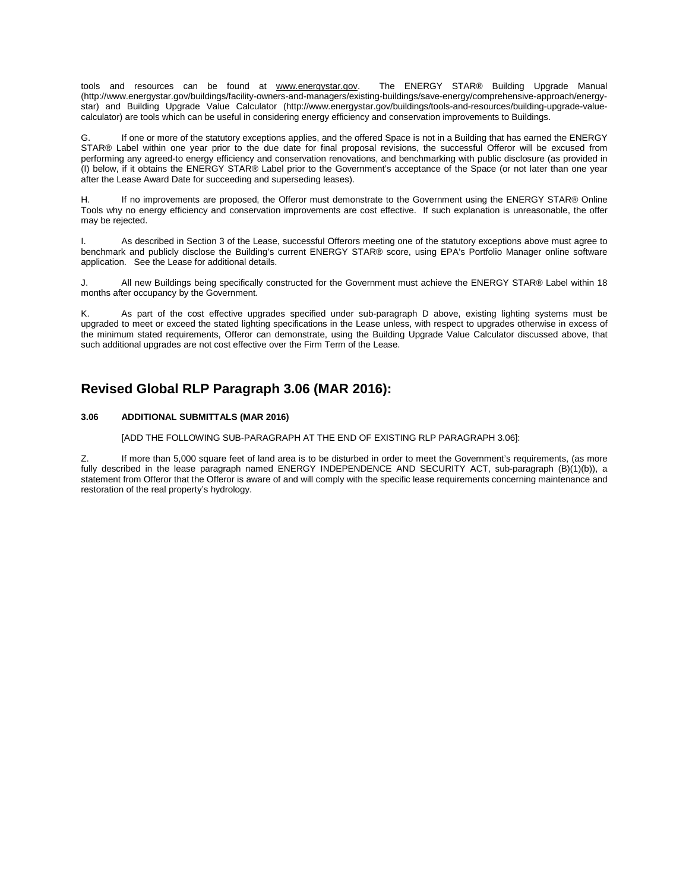tools and resources can be found at www.energystar.gov. The ENERGY STAR® Building Upgrade Manual (http://www.energystar.gov/buildings/facility-owners-and-managers/existing-buildings/save-energy/comprehensive-approach/energy-star) and Building Upgrade Value Calculator (http://www.energystar.gov/buildings/tools-and-resources/building-upgrade-value-calculator) are tools which can be useful in considering energy efficiency and conservation improvements to Buildings.

G. If one or more of the statutory exceptions applies, and the offered Space is not in a Building that has earned the ENERGY STAR® Label within one year prior to the due date for final proposal revisions, the successful Offeror will be excused from performing any agreed-to energy efficiency and conservation renovations, and benchmarking with public disclosure (as provided in (I) below, if it obtains the ENERGY STAR® Label prior to the Government's acceptance of the Space (or not later than one year after the Lease Award Date for succeeding and superseding leases).

H. If no improvements are proposed, the Offeror must demonstrate to the Government using the ENERGY STAR® Online Tools why no energy efficiency and conservation improvements are cost effective. If such explanation is unreasonable, the offer may be rejected.

I. As described in Section 3 of the Lease, successful Offerors meeting one of the statutory exceptions above must agree to benchmark and publicly disclose the Building's current ENERGY STAR® score, using EPA's Portfolio Manager online software application. See the Lease for additional details.

J. All new Buildings being specifically constructed for the Government must achieve the ENERGY STAR® Label within 18 months after occupancy by the Government.

K. As part of the cost effective upgrades specified under sub-paragraph D above, existing lighting systems must be upgraded to meet or exceed the stated lighting specifications in the Lease unless, with respect to upgrades otherwise in excess of the minimum stated requirements, Offeror can demonstrate, using the Building Upgrade Value Calculator discussed above, that such additional upgrades are not cost effective over the Firm Term of the Lease.

## Revised Global RLP Paragraph 3.06 (MAR 2016):

**3.06 ADDITIONAL SUBMITTALS (MAR 2016)**

[ADD THE FOLLOWING SUB-PARAGRAPH AT THE END OF EXISTING RLP PARAGRAPH 3.06]:

Z. If more than 5,000 square feet of land area is to be disturbed in order to meet the Government's requirements, (as more fully described in the lease paragraph named ENERGY INDEPENDENCE AND SECURITY ACT, sub-paragraph (B)(1)(b)), a statement from Offeror that the Offeror is aware of and will comply with the specific lease requirements concerning maintenance and restoration of the real property's hydrology.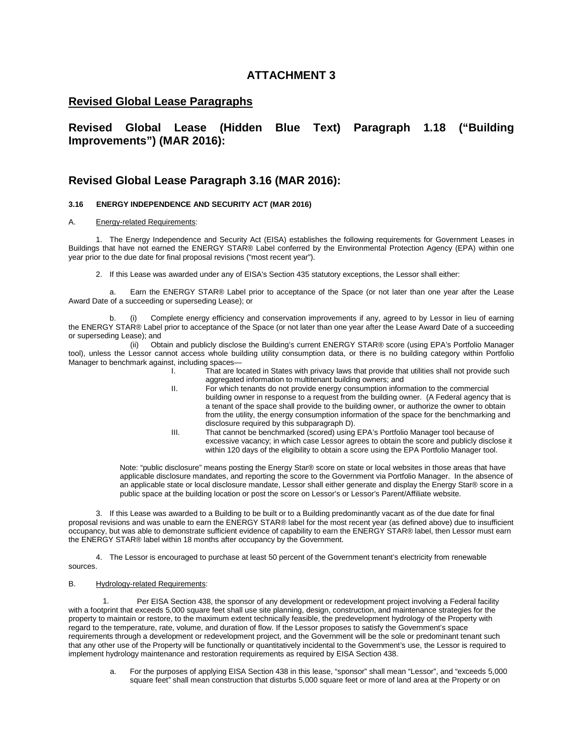# ATTACHMENT 3

## Revised Global Lease Paragraphs

## Revised Global Lease (Hidden Blue Text) Paragraph 1.18 ("Building Improvements") (MAR 2016):

## Revised Global Lease Paragraph 3.16 (MAR 2016):

**3.16 ENERGY INDEPENDENCE AND SECURITY ACT (MAR 2016)**

A. Energy-related Requirements:

1. The Energy Independence and Security Act (EISA) establishes the following requirements for Government Leases in Buildings that have not earned the ENERGY STAR® Label conferred by the Environmental Protection Agency (EPA) within one year prior to the due date for final proposal revisions ("most recent year").

2. If this Lease was awarded under any of EISA's Section 435 statutory exceptions, the Lessor shall either:

a. Earn the ENERGY STAR® Label prior to acceptance of the Space (or not later than one year after the Lease Award Date of a succeeding or superseding Lease); or

b. (i) Complete energy efficiency and conservation improvements if any, agreed to by Lessor in lieu of earning the ENERGY STAR® Label prior to acceptance of the Space (or not later than one year after the Lease Award Date of a succeeding or superseding Lease); and

(ii) Obtain and publicly disclose the Building's current ENERGY STAR® score (using EPA's Portfolio Manager tool), unless the Lessor cannot access whole building utility consumption data, or there is no building category within Portfolio Manager to benchmark against, including spaces—

I. That are located in States with privacy laws that provide that utilities shall not provide such aggregated information to multitenant building owners; and

II. For which tenants do not provide energy consumption information to the commercial building owner in response to a request from the building owner. (A Federal agency that is a tenant of the space shall provide to the building owner, or authorize the owner to obtain from the utility, the energy consumption information of the space for the benchmarking and disclosure required by this subparagraph D).

III. That cannot be benchmarked (scored) using EPA's Portfolio Manager tool because of excessive vacancy; in which case Lessor agrees to obtain the score and publicly disclose it within 120 days of the eligibility to obtain a score using the EPA Portfolio Manager tool.

Note: "public disclosure" means posting the Energy Star® score on state or local websites in those areas that have applicable disclosure mandates, and reporting the score to the Government via Portfolio Manager. In the absence of an applicable state or local disclosure mandate, Lessor shall either generate and display the Energy Star® score in a public space at the building location or post the score on Lessor's or Lessor's Parent/Affiliate website.

3. If this Lease was awarded to a Building to be built or to a Building predominantly vacant as of the due date for final proposal revisions and was unable to earn the ENERGY STAR® label for the most recent year (as defined above) due to insufficient occupancy, but was able to demonstrate sufficient evidence of capability to earn the ENERGY STAR® label, then Lessor must earn the ENERGY STAR® label within 18 months after occupancy by the Government.

4. The Lessor is encouraged to purchase at least 50 percent of the Government tenant's electricity from renewable sources.

B. Hydrology-related Requirements:

1. Per EISA Section 438, the sponsor of any development or redevelopment project involving a Federal facility with a footprint that exceeds 5,000 square feet shall use site planning, design, construction, and maintenance strategies for the property to maintain or restore, to the maximum extent technically feasible, the predevelopment hydrology of the Property with regard to the temperature, rate, volume, and duration of flow. If the Lessor proposes to satisfy the Government's space requirements through a development or redevelopment project, and the Government will be the sole or predominant tenant such that any other use of the Property will be functionally or quantitatively incidental to the Government's use, the Lessor is required to implement hydrology maintenance and restoration requirements as required by EISA Section 438.

a. For the purposes of applying EISA Section 438 in this lease, "sponsor" shall mean "Lessor", and "exceeds 5,000 square feet" shall mean construction that disturbs 5,000 square feet or more of land area at the Property or on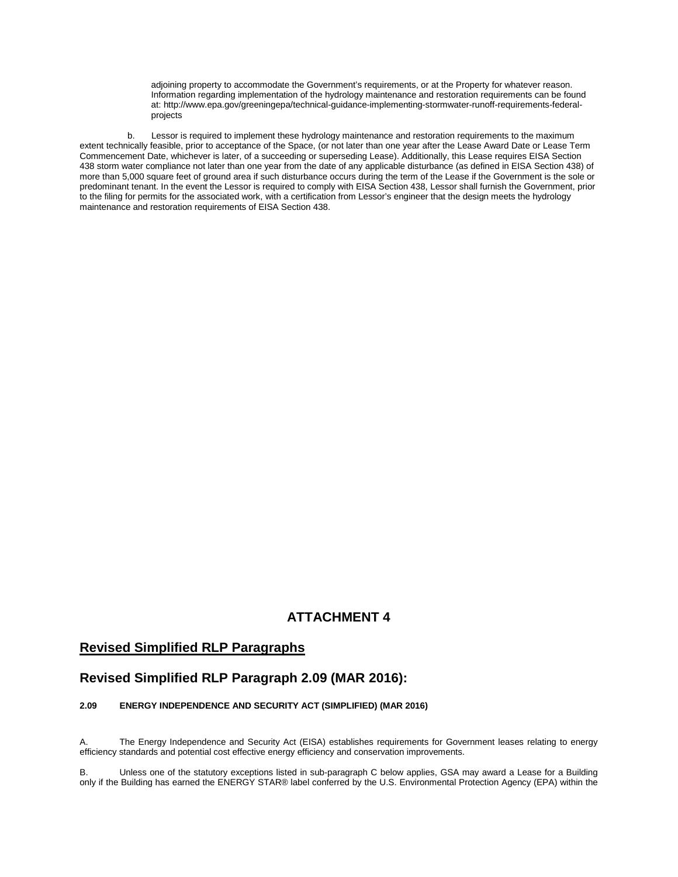adjoining property to accommodate the Government's requirements, or at the Property for whatever reason. Information regarding implementation of the hydrology maintenance and restoration requirements can be found at: http://www.epa.gov/greeningepa/technical-guidance-implementing-stormwater-runoff-requirements-federal-projects

b. Lessor is required to implement these hydrology maintenance and restoration requirements to the maximum extent technically feasible, prior to acceptance of the Space, (or not later than one year after the Lease Award Date or Lease Term Commencement Date, whichever is later, of a succeeding or superseding Lease). Additionally, this Lease requires EISA Section 438 storm water compliance not later than one year from the date of any applicable disturbance (as defined in EISA Section 438) of more than 5,000 square feet of ground area if such disturbance occurs during the term of the Lease if the Government is the sole or predominant tenant. In the event the Lessor is required to comply with EISA Section 438, Lessor shall furnish the Government, prior to the filing for permits for the associated work, with a certification from Lessor's engineer that the design meets the hydrology maintenance and restoration requirements of EISA Section 438.

# ATTACHMENT 4

## Revised Simplified RLP Paragraphs

## Revised Simplified RLP Paragraph 2.09 (MAR 2016):

**2.09 ENERGY INDEPENDENCE AND SECURITY ACT (SIMPLIFIED) (MAR 2016)**

A. The Energy Independence and Security Act (EISA) establishes requirements for Government leases relating to energy efficiency standards and potential cost effective energy efficiency and conservation improvements.

B. Unless one of the statutory exceptions listed in sub-paragraph C below applies, GSA may award a Lease for a Building only if the Building has earned the ENERGY STAR® label conferred by the U.S. Environmental Protection Agency (EPA) within the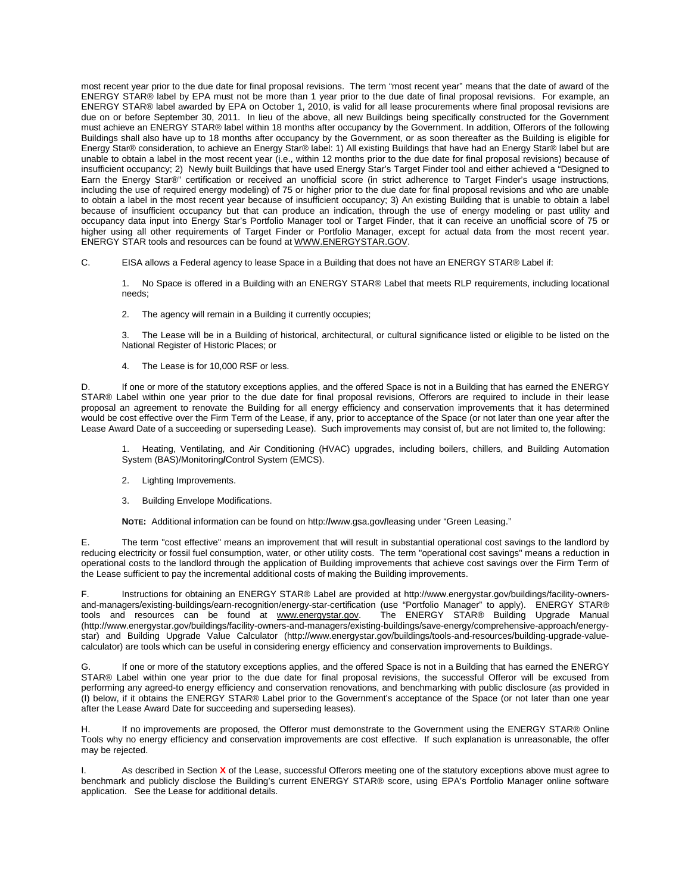most recent year prior to the due date for final proposal revisions. The term "most recent year" means that the date of award of the ENERGY STAR® label by EPA must not be more than 1 year prior to the due date of final proposal revisions. For example, an ENERGY STAR® label awarded by EPA on October 1, 2010, is valid for all lease procurements where final proposal revisions are due on or before September 30, 2011. In lieu of the above, all new Buildings being specifically constructed for the Government must achieve an ENERGY STAR® label within 18 months after occupancy by the Government. In addition, Offerors of the following Buildings shall also have up to 18 months after occupancy by the Government, or as soon thereafter as the Building is eligible for Energy Star® consideration, to achieve an Energy Star® label: 1) All existing Buildings that have had an Energy Star® label but are unable to obtain a label in the most recent year (i.e., within 12 months prior to the due date for final proposal revisions) because of insufficient occupancy; 2) Newly built Buildings that have used Energy Star's Target Finder tool and either achieved a "Designed to Earn the Energy Star®" certification or received an unofficial score (in strict adherence to Target Finder's usage instructions, including the use of required energy modeling) of 75 or higher prior to the due date for final proposal revisions and who are unable to obtain a label in the most recent year because of insufficient occupancy; 3) An existing Building that is unable to obtain a label because of insufficient occupancy but that can produce an indication, through the use of energy modeling or past utility and occupancy data input into Energy Star's Portfolio Manager tool or Target Finder, that it can receive an unofficial score of 75 or higher using all other requirements of Target Finder or Portfolio Manager, except for actual data from the most recent year. ENERGY STAR tools and resources can be found at WWW.ENERGYSTAR.GOV.

C. EISA allows a Federal agency to lease Space in a Building that does not have an ENERGY STAR® Label if:

1. No Space is offered in a Building with an ENERGY STAR® Label that meets RLP requirements, including locational needs;

2. The agency will remain in a Building it currently occupies;

3. The Lease will be in a Building of historical, architectural, or cultural significance listed or eligible to be listed on the National Register of Historic Places; or

4. The Lease is for 10,000 RSF or less.

D. If one or more of the statutory exceptions applies, and the offered Space is not in a Building that has earned the ENERGY STAR® Label within one year prior to the due date for final proposal revisions, Offerors are required to include in their lease proposal an agreement to renovate the Building for all energy efficiency and conservation improvements that it has determined would be cost effective over the Firm Term of the Lease, if any, prior to acceptance of the Space (or not later than one year after the Lease Award Date of a succeeding or superseding Lease). Such improvements may consist of, but are not limited to, the following:

1. Heating, Ventilating, and Air Conditioning (HVAC) upgrades, including boilers, chillers, and Building Automation System (BAS)/Monitoring/Control System (EMCS).

2. Lighting Improvements.

3. Building Envelope Modifications.

**NOTE:** Additional information can be found on http://www.gsa.gov/leasing under "Green Leasing."

E. The term "cost effective" means an improvement that will result in substantial operational cost savings to the landlord by reducing electricity or fossil fuel consumption, water, or other utility costs. The term "operational cost savings" means a reduction in operational costs to the landlord through the application of Building improvements that achieve cost savings over the Firm Term of the Lease sufficient to pay the incremental additional costs of making the Building improvements.

F. Instructions for obtaining an ENERGY STAR® Label are provided at http://www.energystar.gov/buildings/facility-owners-and-managers/existing-buildings/earn-recognition/energy-star-certification (use "Portfolio Manager" to apply). ENERGY STAR® tools and resources can be found at www.energystar.gov. The ENERGY STAR® Building Upgrade Manual (http://www.energystar.gov/buildings/facility-owners-and-managers/existing-buildings/save-energy/comprehensive-approach/energy-star) and Building Upgrade Value Calculator (http://www.energystar.gov/buildings/tools-and-resources/building-upgrade-value-calculator) are tools which can be useful in considering energy efficiency and conservation improvements to Buildings.

G. If one or more of the statutory exceptions applies, and the offered Space is not in a Building that has earned the ENERGY STAR® Label within one year prior to the due date for final proposal revisions, the successful Offeror will be excused from performing any agreed-to energy efficiency and conservation renovations, and benchmarking with public disclosure (as provided in (I) below, if it obtains the ENERGY STAR® Label prior to the Government's acceptance of the Space (or not later than one year after the Lease Award Date for succeeding and superseding leases).

H. If no improvements are proposed, the Offeror must demonstrate to the Government using the ENERGY STAR® Online Tools why no energy efficiency and conservation improvements are cost effective. If such explanation is unreasonable, the offer may be rejected.

I. As described in Section **X** of the Lease, successful Offerors meeting one of the statutory exceptions above must agree to benchmark and publicly disclose the Building's current ENERGY STAR® score, using EPA's Portfolio Manager online software application. See the Lease for additional details.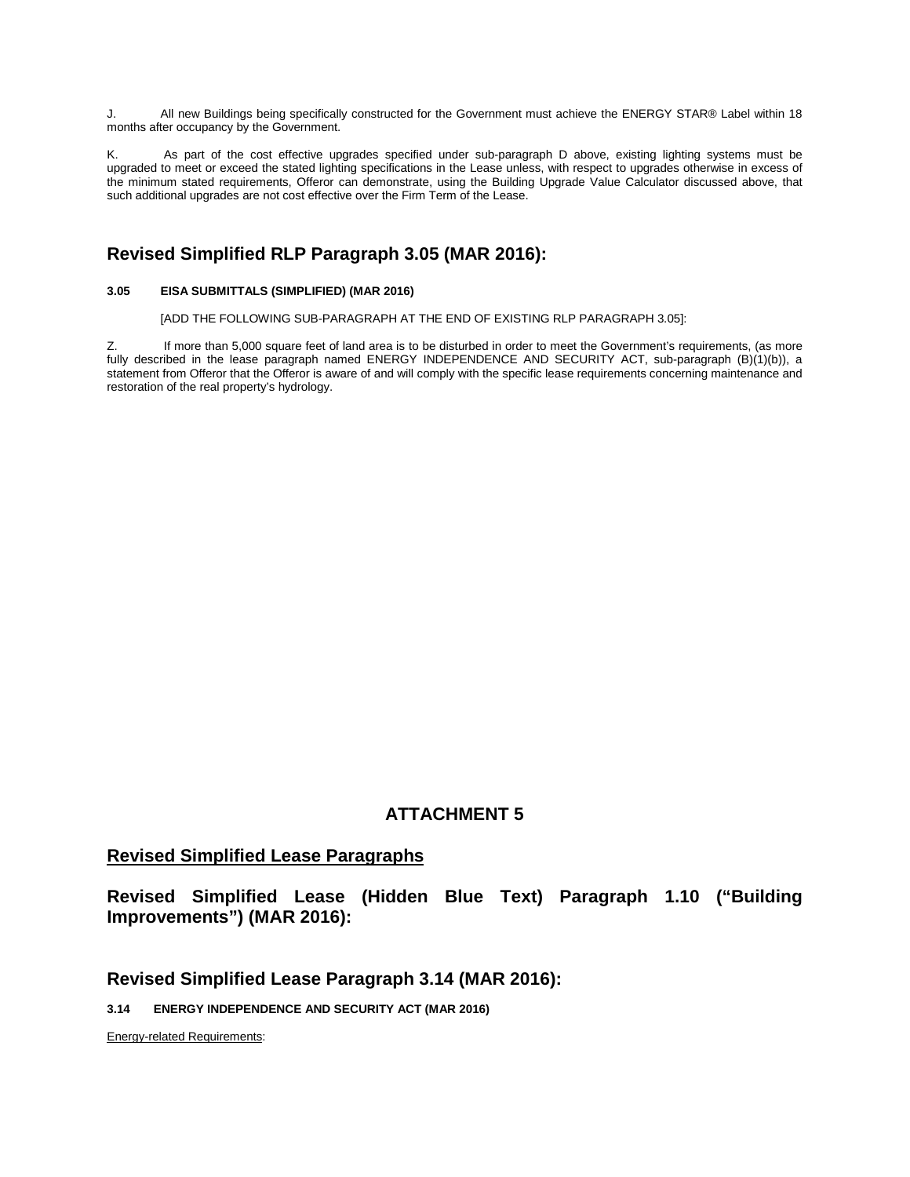J. All new Buildings being specifically constructed for the Government must achieve the ENERGY STAR® Label within 18 months after occupancy by the Government.

K. As part of the cost effective upgrades specified under sub-paragraph D above, existing lighting systems must be upgraded to meet or exceed the stated lighting specifications in the Lease unless, with respect to upgrades otherwise in excess of the minimum stated requirements, Offeror can demonstrate, using the Building Upgrade Value Calculator discussed above, that such additional upgrades are not cost effective over the Firm Term of the Lease.

## Revised Simplified RLP Paragraph 3.05 (MAR 2016):

**3.05 EISA SUBMITTALS (SIMPLIFIED) (MAR 2016)**

[ADD THE FOLLOWING SUB-PARAGRAPH AT THE END OF EXISTING RLP PARAGRAPH 3.05]:

Z. If more than 5,000 square feet of land area is to be disturbed in order to meet the Government's requirements, (as more fully described in the lease paragraph named ENERGY INDEPENDENCE AND SECURITY ACT, sub-paragraph (B)(1)(b)), a statement from Offeror that the Offeror is aware of and will comply with the specific lease requirements concerning maintenance and restoration of the real property's hydrology.

# ATTACHMENT 5

## Revised Simplified Lease Paragraphs

## Revised Simplified Lease (Hidden Blue Text) Paragraph 1.10 ("Building Improvements") (MAR 2016):

## Revised Simplified Lease Paragraph 3.14 (MAR 2016):

**3.14 ENERGY INDEPENDENCE AND SECURITY ACT (MAR 2016)**

Energy-related Requirements: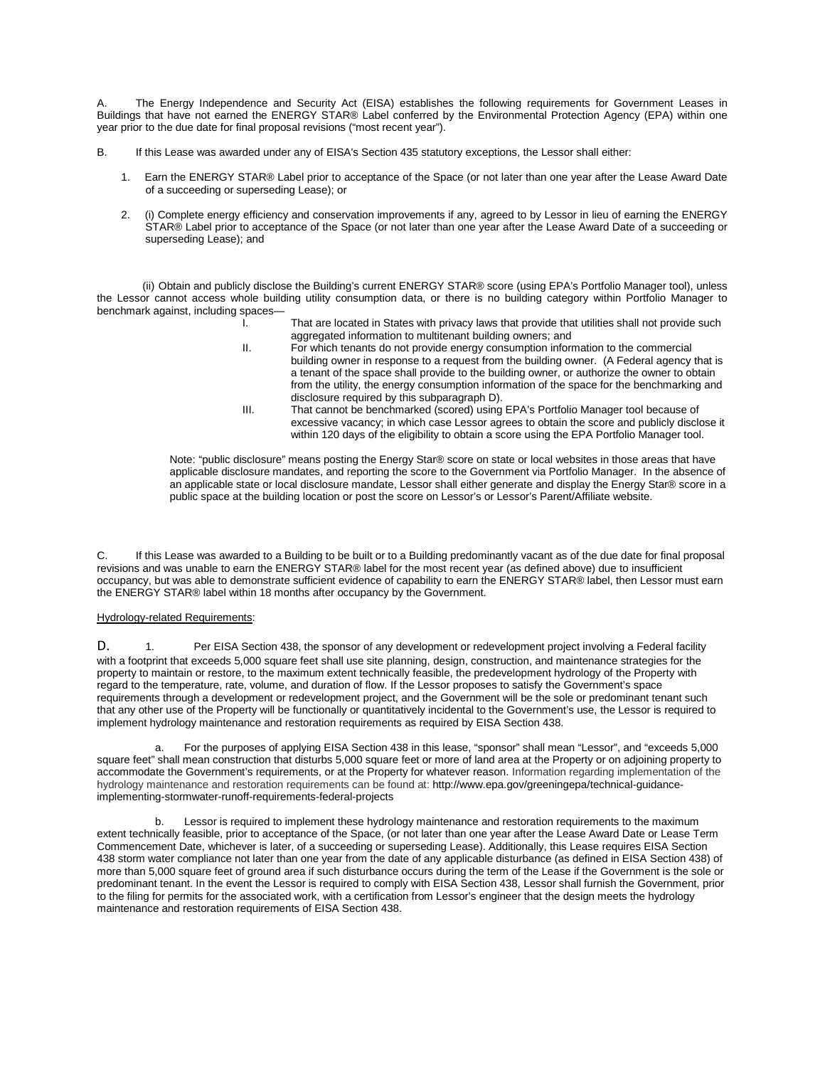A. The Energy Independence and Security Act (EISA) establishes the following requirements for Government Leases in Buildings that have not earned the ENERGY STAR® Label conferred by the Environmental Protection Agency (EPA) within one year prior to the due date for final proposal revisions ("most recent year").

B. If this Lease was awarded under any of EISA's Section 435 statutory exceptions, the Lessor shall either:

1. Earn the ENERGY STAR® Label prior to acceptance of the Space (or not later than one year after the Lease Award Date of a succeeding or superseding Lease); or

2. (i) Complete energy efficiency and conservation improvements if any, agreed to by Lessor in lieu of earning the ENERGY STAR® Label prior to acceptance of the Space (or not later than one year after the Lease Award Date of a succeeding or superseding Lease); and

(ii) Obtain and publicly disclose the Building's current ENERGY STAR® score (using EPA's Portfolio Manager tool), unless the Lessor cannot access whole building utility consumption data, or there is no building category within Portfolio Manager to benchmark against, including spaces—

I. That are located in States with privacy laws that provide that utilities shall not provide such aggregated information to multitenant building owners; and

II. For which tenants do not provide energy consumption information to the commercial building owner in response to a request from the building owner. (A Federal agency that is a tenant of the space shall provide to the building owner, or authorize the owner to obtain from the utility, the energy consumption information of the space for the benchmarking and disclosure required by this subparagraph D).

III. That cannot be benchmarked (scored) using EPA's Portfolio Manager tool because of excessive vacancy; in which case Lessor agrees to obtain the score and publicly disclose it within 120 days of the eligibility to obtain a score using the EPA Portfolio Manager tool.

Note: "public disclosure" means posting the Energy Star® score on state or local websites in those areas that have applicable disclosure mandates, and reporting the score to the Government via Portfolio Manager. In the absence of an applicable state or local disclosure mandate, Lessor shall either generate and display the Energy Star® score in a public space at the building location or post the score on Lessor's or Lessor's Parent/Affiliate website.

C. If this Lease was awarded to a Building to be built or to a Building predominantly vacant as of the due date for final proposal revisions and was unable to earn the ENERGY STAR® label for the most recent year (as defined above) due to insufficient occupancy, but was able to demonstrate sufficient evidence of capability to earn the ENERGY STAR® label, then Lessor must earn the ENERGY STAR® label within 18 months after occupancy by the Government.

Hydrology-related Requirements:

D. 1. Per EISA Section 438, the sponsor of any development or redevelopment project involving a Federal facility with a footprint that exceeds 5,000 square feet shall use site planning, design, construction, and maintenance strategies for the property to maintain or restore, to the maximum extent technically feasible, the predevelopment hydrology of the Property with regard to the temperature, rate, volume, and duration of flow. If the Lessor proposes to satisfy the Government's space requirements through a development or redevelopment project, and the Government will be the sole or predominant tenant such that any other use of the Property will be functionally or quantitatively incidental to the Government's use, the Lessor is required to implement hydrology maintenance and restoration requirements as required by EISA Section 438.

a. For the purposes of applying EISA Section 438 in this lease, "sponsor" shall mean "Lessor", and "exceeds 5,000 square feet" shall mean construction that disturbs 5,000 square feet or more of land area at the Property or on adjoining property to accommodate the Government's requirements, or at the Property for whatever reason. Information regarding implementation of the hydrology maintenance and restoration requirements can be found at: http://www.epa.gov/greeningepa/technical-guidance-implementing-stormwater-runoff-requirements-federal-projects

b. Lessor is required to implement these hydrology maintenance and restoration requirements to the maximum extent technically feasible, prior to acceptance of the Space, (or not later than one year after the Lease Award Date or Lease Term Commencement Date, whichever is later, of a succeeding or superseding Lease). Additionally, this Lease requires EISA Section 438 storm water compliance not later than one year from the date of any applicable disturbance (as defined in EISA Section 438) of more than 5,000 square feet of ground area if such disturbance occurs during the term of the Lease if the Government is the sole or predominant tenant. In the event the Lessor is required to comply with EISA Section 438, Lessor shall furnish the Government, prior to the filing for permits for the associated work, with a certification from Lessor's engineer that the design meets the hydrology maintenance and restoration requirements of EISA Section 438.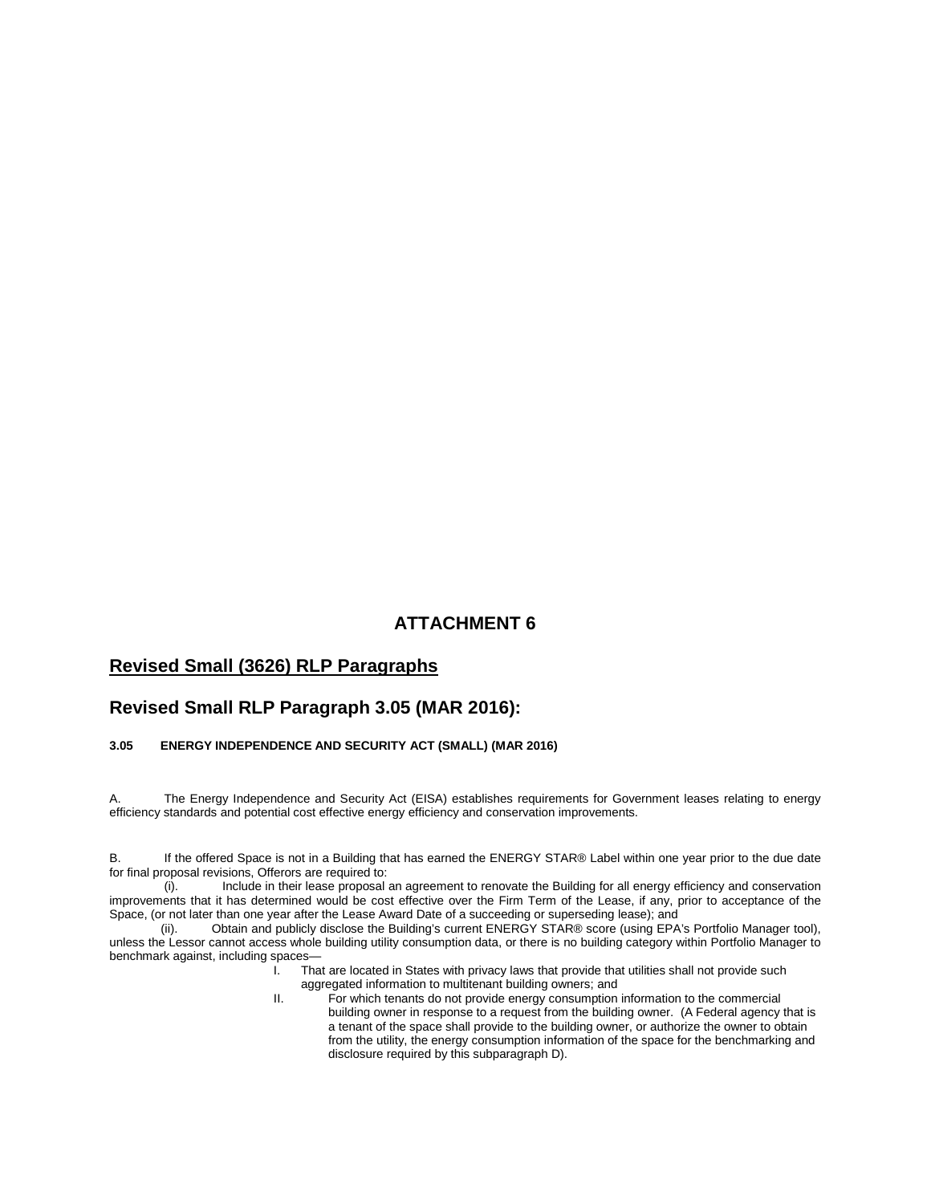# ATTACHMENT 6

## Revised Small (3626) RLP Paragraphs

## Revised Small RLP Paragraph 3.05 (MAR 2016):

**3.05 ENERGY INDEPENDENCE AND SECURITY ACT (SMALL) (MAR 2016)**

A. The Energy Independence and Security Act (EISA) establishes requirements for Government leases relating to energy efficiency standards and potential cost effective energy efficiency and conservation improvements.

B. If the offered Space is not in a Building that has earned the ENERGY STAR® Label within one year prior to the due date for final proposal revisions, Offerors are required to:

(i). Include in their lease proposal an agreement to renovate the Building for all energy efficiency and conservation improvements that it has determined would be cost effective over the Firm Term of the Lease, if any, prior to acceptance of the Space, (or not later than one year after the Lease Award Date of a succeeding or superseding lease); and

(ii). Obtain and publicly disclose the Building's current ENERGY STAR® score (using EPA's Portfolio Manager tool), unless the Lessor cannot access whole building utility consumption data, or there is no building category within Portfolio Manager to benchmark against, including spaces—

I. That are located in States with privacy laws that provide that utilities shall not provide such aggregated information to multitenant building owners; and

II. For which tenants do not provide energy consumption information to the commercial building owner in response to a request from the building owner. (A Federal agency that is a tenant of the space shall provide to the building owner, or authorize the owner to obtain from the utility, the energy consumption information of the space for the benchmarking and disclosure required by this subparagraph D).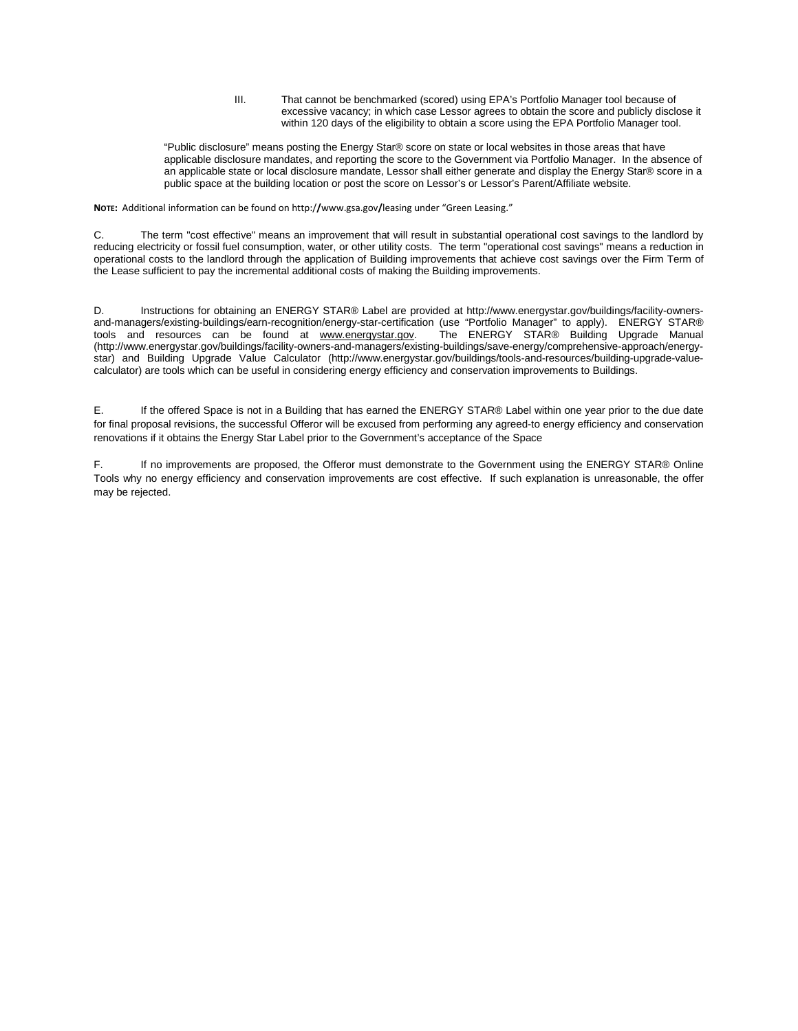III. That cannot be benchmarked (scored) using EPA's Portfolio Manager tool because of excessive vacancy; in which case Lessor agrees to obtain the score and publicly disclose it within 120 days of the eligibility to obtain a score using the EPA Portfolio Manager tool.

"Public disclosure" means posting the Energy Star® score on state or local websites in those areas that have applicable disclosure mandates, and reporting the score to the Government via Portfolio Manager. In the absence of an applicable state or local disclosure mandate, Lessor shall either generate and display the Energy Star® score in a public space at the building location or post the score on Lessor's or Lessor's Parent/Affiliate website.

**NOTE:** Additional information can be found on http://www.gsa.gov/leasing under "Green Leasing."

C. The term "cost effective" means an improvement that will result in substantial operational cost savings to the landlord by reducing electricity or fossil fuel consumption, water, or other utility costs. The term "operational cost savings" means a reduction in operational costs to the landlord through the application of Building improvements that achieve cost savings over the Firm Term of the Lease sufficient to pay the incremental additional costs of making the Building improvements.

D. Instructions for obtaining an ENERGY STAR® Label are provided at http://www.energystar.gov/buildings/facility-owners-and-managers/existing-buildings/earn-recognition/energy-star-certification (use "Portfolio Manager" to apply). ENERGY STAR® tools and resources can be found at www.energystar.gov. The ENERGY STAR® Building Upgrade Manual (http://www.energystar.gov/buildings/facility-owners-and-managers/existing-buildings/save-energy/comprehensive-approach/energy-star) and Building Upgrade Value Calculator (http://www.energystar.gov/buildings/tools-and-resources/building-upgrade-value-calculator) are tools which can be useful in considering energy efficiency and conservation improvements to Buildings.

E. If the offered Space is not in a Building that has earned the ENERGY STAR® Label within one year prior to the due date for final proposal revisions, the successful Offeror will be excused from performing any agreed-to energy efficiency and conservation renovations if it obtains the Energy Star Label prior to the Government's acceptance of the Space

F. If no improvements are proposed, the Offeror must demonstrate to the Government using the ENERGY STAR® Online Tools why no energy efficiency and conservation improvements are cost effective. If such explanation is unreasonable, the offer may be rejected.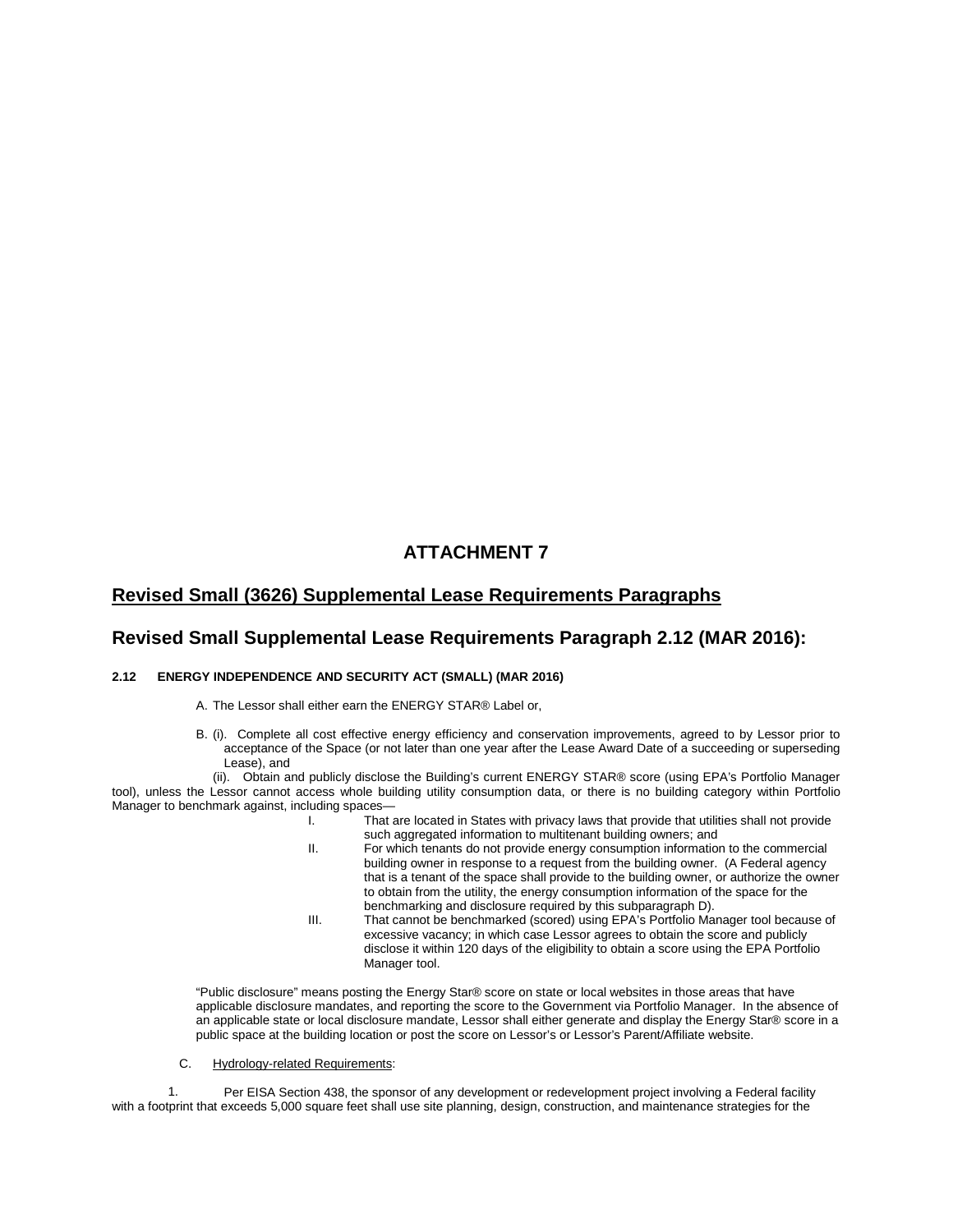# ATTACHMENT 7

## Revised Small (3626) Supplemental Lease Requirements Paragraphs

## Revised Small Supplemental Lease Requirements Paragraph 2.12 (MAR 2016):

**2.12 ENERGY INDEPENDENCE AND SECURITY ACT (SMALL) (MAR 2016)**

A. The Lessor shall either earn the ENERGY STAR® Label or,

B. (i). Complete all cost effective energy efficiency and conservation improvements, agreed to by Lessor prior to acceptance of the Space (or not later than one year after the Lease Award Date of a succeeding or superseding Lease), and

(ii). Obtain and publicly disclose the Building's current ENERGY STAR® score (using EPA's Portfolio Manager tool), unless the Lessor cannot access whole building utility consumption data, or there is no building category within Portfolio Manager to benchmark against, including spaces—

I. That are located in States with privacy laws that provide that utilities shall not provide such aggregated information to multitenant building owners; and

II. For which tenants do not provide energy consumption information to the commercial building owner in response to a request from the building owner. (A Federal agency that is a tenant of the space shall provide to the building owner, or authorize the owner to obtain from the utility, the energy consumption information of the space for the benchmarking and disclosure required by this subparagraph D).

III. That cannot be benchmarked (scored) using EPA's Portfolio Manager tool because of excessive vacancy; in which case Lessor agrees to obtain the score and publicly disclose it within 120 days of the eligibility to obtain a score using the EPA Portfolio Manager tool.

"Public disclosure" means posting the Energy Star® score on state or local websites in those areas that have applicable disclosure mandates, and reporting the score to the Government via Portfolio Manager. In the absence of an applicable state or local disclosure mandate, Lessor shall either generate and display the Energy Star® score in a public space at the building location or post the score on Lessor's or Lessor's Parent/Affiliate website.

C. Hydrology-related Requirements:

1. Per EISA Section 438, the sponsor of any development or redevelopment project involving a Federal facility with a footprint that exceeds 5,000 square feet shall use site planning, design, construction, and maintenance strategies for the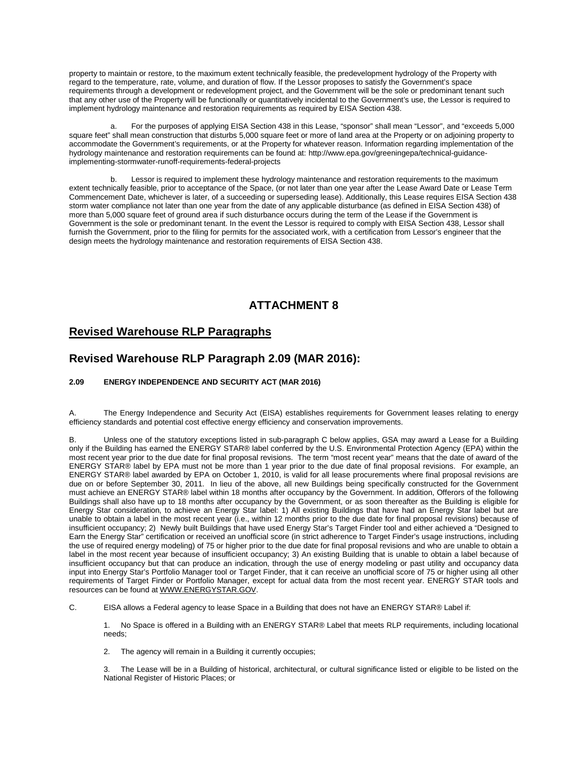property to maintain or restore, to the maximum extent technically feasible, the predevelopment hydrology of the Property with regard to the temperature, rate, volume, and duration of flow. If the Lessor proposes to satisfy the Government's space requirements through a development or redevelopment project, and the Government will be the sole or predominant tenant such that any other use of the Property will be functionally or quantitatively incidental to the Government's use, the Lessor is required to implement hydrology maintenance and restoration requirements as required by EISA Section 438.

a. For the purposes of applying EISA Section 438 in this Lease, "sponsor" shall mean "Lessor", and "exceeds 5,000 square feet" shall mean construction that disturbs 5,000 square feet or more of land area at the Property or on adjoining property to accommodate the Government's requirements, or at the Property for whatever reason. Information regarding implementation of the hydrology maintenance and restoration requirements can be found at: http://www.epa.gov/greeningepa/technical-guidance-implementing-stormwater-runoff-requirements-federal-projects

b. Lessor is required to implement these hydrology maintenance and restoration requirements to the maximum extent technically feasible, prior to acceptance of the Space, (or not later than one year after the Lease Award Date or Lease Term Commencement Date, whichever is later, of a succeeding or superseding lease). Additionally, this Lease requires EISA Section 438 storm water compliance not later than one year from the date of any applicable disturbance (as defined in EISA Section 438) of more than 5,000 square feet of ground area if such disturbance occurs during the term of the Lease if the Government is Government is the sole or predominant tenant. In the event the Lessor is required to comply with EISA Section 438, Lessor shall furnish the Government, prior to the filing for permits for the associated work, with a certification from Lessor's engineer that the design meets the hydrology maintenance and restoration requirements of EISA Section 438.

# ATTACHMENT 8

## Revised Warehouse RLP Paragraphs

## Revised Warehouse RLP Paragraph 2.09 (MAR 2016):

**2.09 ENERGY INDEPENDENCE AND SECURITY ACT (MAR 2016)**

A. The Energy Independence and Security Act (EISA) establishes requirements for Government leases relating to energy efficiency standards and potential cost effective energy efficiency and conservation improvements.

B. Unless one of the statutory exceptions listed in sub-paragraph C below applies, GSA may award a Lease for a Building only if the Building has earned the ENERGY STAR® label conferred by the U.S. Environmental Protection Agency (EPA) within the most recent year prior to the due date for final proposal revisions. The term "most recent year" means that the date of award of the ENERGY STAR® label by EPA must not be more than 1 year prior to the due date of final proposal revisions. For example, an ENERGY STAR® label awarded by EPA on October 1, 2010, is valid for all lease procurements where final proposal revisions are due on or before September 30, 2011. In lieu of the above, all new Buildings being specifically constructed for the Government must achieve an ENERGY STAR® label within 18 months after occupancy by the Government. In addition, Offerors of the following Buildings shall also have up to 18 months after occupancy by the Government, or as soon thereafter as the Building is eligible for Energy Star consideration, to achieve an Energy Star label: 1) All existing Buildings that have had an Energy Star label but are unable to obtain a label in the most recent year (i.e., within 12 months prior to the due date for final proposal revisions) because of insufficient occupancy; 2) Newly built Buildings that have used Energy Star's Target Finder tool and either achieved a "Designed to Earn the Energy Star" certification or received an unofficial score (in strict adherence to Target Finder's usage instructions, including the use of required energy modeling) of 75 or higher prior to the due date for final proposal revisions and who are unable to obtain a label in the most recent year because of insufficient occupancy; 3) An existing Building that is unable to obtain a label because of insufficient occupancy but that can produce an indication, through the use of energy modeling or past utility and occupancy data input into Energy Star's Portfolio Manager tool or Target Finder, that it can receive an unofficial score of 75 or higher using all other requirements of Target Finder or Portfolio Manager, except for actual data from the most recent year. ENERGY STAR tools and resources can be found at WWW.ENERGYSTAR.GOV.

C. EISA allows a Federal agency to lease Space in a Building that does not have an ENERGY STAR® Label if:

1. No Space is offered in a Building with an ENERGY STAR® Label that meets RLP requirements, including locational needs;

2. The agency will remain in a Building it currently occupies;

3. The Lease will be in a Building of historical, architectural, or cultural significance listed or eligible to be listed on the National Register of Historic Places; or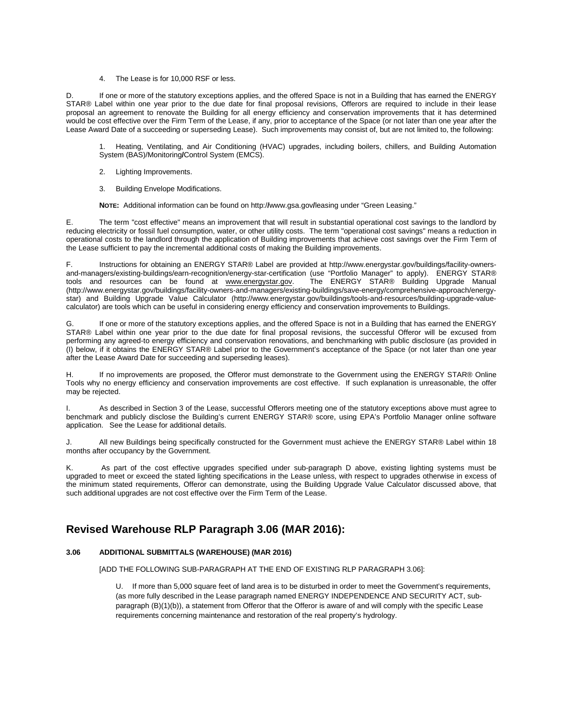4. The Lease is for 10,000 RSF or less.

D. If one or more of the statutory exceptions applies, and the offered Space is not in a Building that has earned the ENERGY STAR® Label within one year prior to the due date for final proposal revisions, Offerors are required to include in their lease proposal an agreement to renovate the Building for all energy efficiency and conservation improvements that it has determined would be cost effective over the Firm Term of the Lease, if any, prior to acceptance of the Space (or not later than one year after the Lease Award Date of a succeeding or superseding Lease). Such improvements may consist of, but are not limited to, the following:

1. Heating, Ventilating, and Air Conditioning (HVAC) upgrades, including boilers, chillers, and Building Automation System (BAS)/Monitoring/Control System (EMCS).

2. Lighting Improvements.

3. Building Envelope Modifications.

**NOTE:** Additional information can be found on http://www.gsa.gov/leasing under "Green Leasing."

E. The term "cost effective" means an improvement that will result in substantial operational cost savings to the landlord by reducing electricity or fossil fuel consumption, water, or other utility costs. The term "operational cost savings" means a reduction in operational costs to the landlord through the application of Building improvements that achieve cost savings over the Firm Term of the Lease sufficient to pay the incremental additional costs of making the Building improvements.

F. Instructions for obtaining an ENERGY STAR® Label are provided at http://www.energystar.gov/buildings/facility-owners-and-managers/existing-buildings/earn-recognition/energy-star-certification (use "Portfolio Manager" to apply). ENERGY STAR® tools and resources can be found at www.energystar.gov. The ENERGY STAR® Building Upgrade Manual (http://www.energystar.gov/buildings/facility-owners-and-managers/existing-buildings/save-energy/comprehensive-approach/energy-star) and Building Upgrade Value Calculator (http://www.energystar.gov/buildings/tools-and-resources/building-upgrade-value-calculator) are tools which can be useful in considering energy efficiency and conservation improvements to Buildings.

G. If one or more of the statutory exceptions applies, and the offered Space is not in a Building that has earned the ENERGY STAR® Label within one year prior to the due date for final proposal revisions, the successful Offeror will be excused from performing any agreed-to energy efficiency and conservation renovations, and benchmarking with public disclosure (as provided in (I) below, if it obtains the ENERGY STAR® Label prior to the Government's acceptance of the Space (or not later than one year after the Lease Award Date for succeeding and superseding leases).

H. If no improvements are proposed, the Offeror must demonstrate to the Government using the ENERGY STAR® Online Tools why no energy efficiency and conservation improvements are cost effective. If such explanation is unreasonable, the offer may be rejected.

I. As described in Section 3 of the Lease, successful Offerors meeting one of the statutory exceptions above must agree to benchmark and publicly disclose the Building's current ENERGY STAR® score, using EPA's Portfolio Manager online software application. See the Lease for additional details.

J. All new Buildings being specifically constructed for the Government must achieve the ENERGY STAR® Label within 18 months after occupancy by the Government.

K. As part of the cost effective upgrades specified under sub-paragraph D above, existing lighting systems must be upgraded to meet or exceed the stated lighting specifications in the Lease unless, with respect to upgrades otherwise in excess of the minimum stated requirements, Offeror can demonstrate, using the Building Upgrade Value Calculator discussed above, that such additional upgrades are not cost effective over the Firm Term of the Lease.

## Revised Warehouse RLP Paragraph 3.06 (MAR 2016):

**3.06 ADDITIONAL SUBMITTALS (WAREHOUSE) (MAR 2016)**

[ADD THE FOLLOWING SUB-PARAGRAPH AT THE END OF EXISTING RLP PARAGRAPH 3.06]:

U. If more than 5,000 square feet of land area is to be disturbed in order to meet the Government's requirements, (as more fully described in the Lease paragraph named ENERGY INDEPENDENCE AND SECURITY ACT, sub-paragraph (B)(1)(b)), a statement from Offeror that the Offeror is aware of and will comply with the specific Lease requirements concerning maintenance and restoration of the real property's hydrology.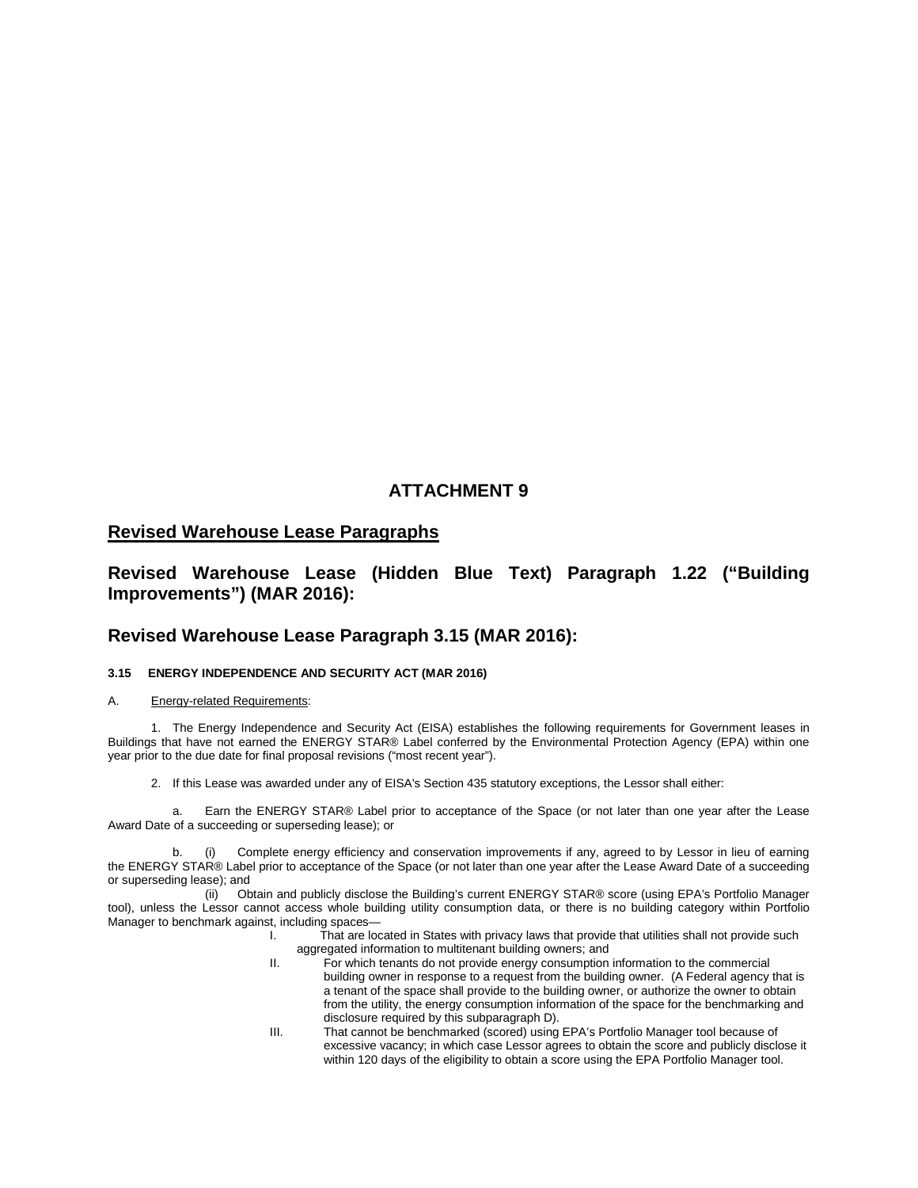# ATTACHMENT 9

## Revised Warehouse Lease Paragraphs

## Revised Warehouse Lease (Hidden Blue Text) Paragraph 1.22 ("Building Improvements") (MAR 2016):

## Revised Warehouse Lease Paragraph 3.15 (MAR 2016):

**3.15 ENERGY INDEPENDENCE AND SECURITY ACT (MAR 2016)**

A. Energy-related Requirements:

1. The Energy Independence and Security Act (EISA) establishes the following requirements for Government leases in Buildings that have not earned the ENERGY STAR® Label conferred by the Environmental Protection Agency (EPA) within one year prior to the due date for final proposal revisions ("most recent year").

2. If this Lease was awarded under any of EISA's Section 435 statutory exceptions, the Lessor shall either:

a. Earn the ENERGY STAR® Label prior to acceptance of the Space (or not later than one year after the Lease Award Date of a succeeding or superseding lease); or

b. (i) Complete energy efficiency and conservation improvements if any, agreed to by Lessor in lieu of earning the ENERGY STAR® Label prior to acceptance of the Space (or not later than one year after the Lease Award Date of a succeeding or superseding lease); and

(ii) Obtain and publicly disclose the Building's current ENERGY STAR® score (using EPA's Portfolio Manager tool), unless the Lessor cannot access whole building utility consumption data, or there is no building category within Portfolio Manager to benchmark against, including spaces—

I. That are located in States with privacy laws that provide that utilities shall not provide such aggregated information to multitenant building owners; and

II. For which tenants do not provide energy consumption information to the commercial building owner in response to a request from the building owner. (A Federal agency that is a tenant of the space shall provide to the building owner, or authorize the owner to obtain from the utility, the energy consumption information of the space for the benchmarking and disclosure required by this subparagraph D).

III. That cannot be benchmarked (scored) using EPA's Portfolio Manager tool because of excessive vacancy; in which case Lessor agrees to obtain the score and publicly disclose it within 120 days of the eligibility to obtain a score using the EPA Portfolio Manager tool.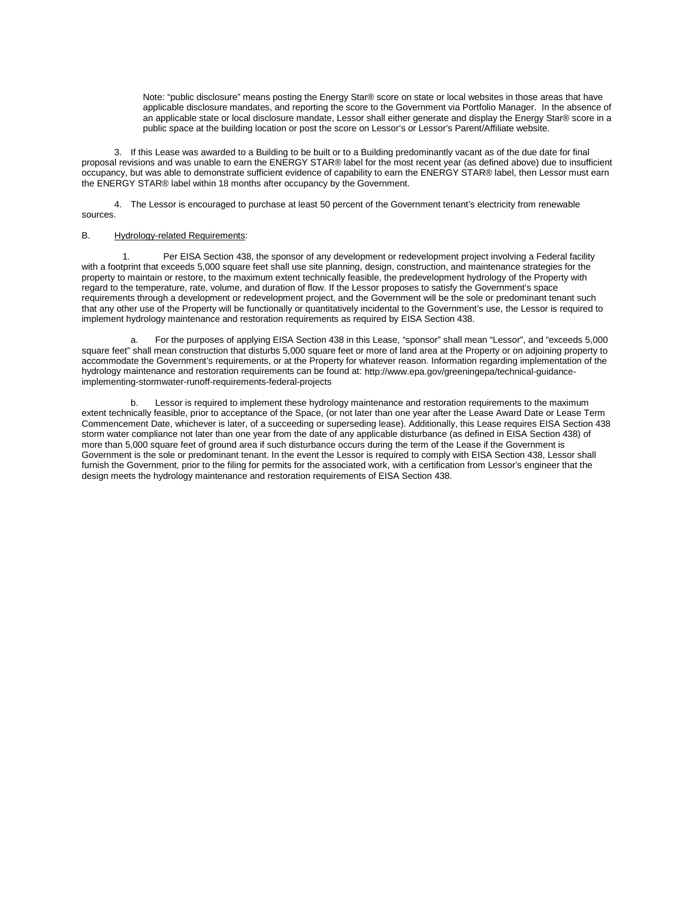Note: "public disclosure" means posting the Energy Star® score on state or local websites in those areas that have applicable disclosure mandates, and reporting the score to the Government via Portfolio Manager. In the absence of an applicable state or local disclosure mandate, Lessor shall either generate and display the Energy Star® score in a public space at the building location or post the score on Lessor's or Lessor's Parent/Affiliate website.

3. If this Lease was awarded to a Building to be built or to a Building predominantly vacant as of the due date for final proposal revisions and was unable to earn the ENERGY STAR® label for the most recent year (as defined above) due to insufficient occupancy, but was able to demonstrate sufficient evidence of capability to earn the ENERGY STAR® label, then Lessor must earn the ENERGY STAR® label within 18 months after occupancy by the Government.

4. The Lessor is encouraged to purchase at least 50 percent of the Government tenant's electricity from renewable sources.

B. Hydrology-related Requirements:

1. Per EISA Section 438, the sponsor of any development or redevelopment project involving a Federal facility with a footprint that exceeds 5,000 square feet shall use site planning, design, construction, and maintenance strategies for the property to maintain or restore, to the maximum extent technically feasible, the predevelopment hydrology of the Property with regard to the temperature, rate, volume, and duration of flow. If the Lessor proposes to satisfy the Government's space requirements through a development or redevelopment project, and the Government will be the sole or predominant tenant such that any other use of the Property will be functionally or quantitatively incidental to the Government's use, the Lessor is required to implement hydrology maintenance and restoration requirements as required by EISA Section 438.

a. For the purposes of applying EISA Section 438 in this Lease, "sponsor" shall mean "Lessor", and "exceeds 5,000 square feet" shall mean construction that disturbs 5,000 square feet or more of land area at the Property or on adjoining property to accommodate the Government's requirements, or at the Property for whatever reason. Information regarding implementation of the hydrology maintenance and restoration requirements can be found at: http://www.epa.gov/greeningepa/technical-guidance-implementing-stormwater-runoff-requirements-federal-projects

b. Lessor is required to implement these hydrology maintenance and restoration requirements to the maximum extent technically feasible, prior to acceptance of the Space, (or not later than one year after the Lease Award Date or Lease Term Commencement Date, whichever is later, of a succeeding or superseding lease). Additionally, this Lease requires EISA Section 438 storm water compliance not later than one year from the date of any applicable disturbance (as defined in EISA Section 438) of more than 5,000 square feet of ground area if such disturbance occurs during the term of the Lease if the Government is Government is the sole or predominant tenant. In the event the Lessor is required to comply with EISA Section 438, Lessor shall furnish the Government, prior to the filing for permits for the associated work, with a certification from Lessor's engineer that the design meets the hydrology maintenance and restoration requirements of EISA Section 438.